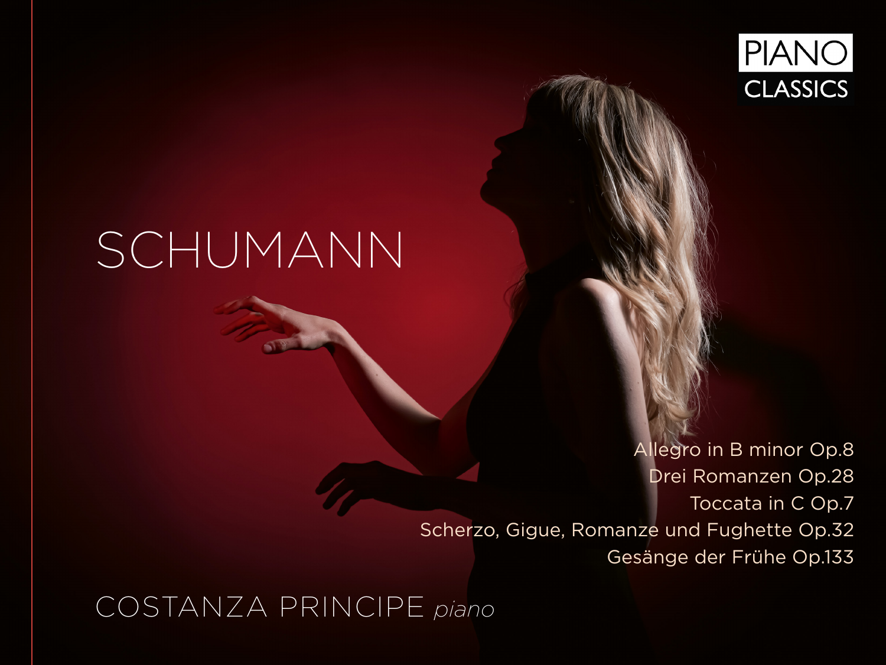PIANO CLASSICS

# SCHUMANN

Allegro in B minor Op.8
Drei Romanzen Op.28
Toccata in C Op.7
Scherzo, Gigue, Romanze und Fughette Op.32
Gesänge der Frühe Op.133

COSTANZA PRINCIPE *piano*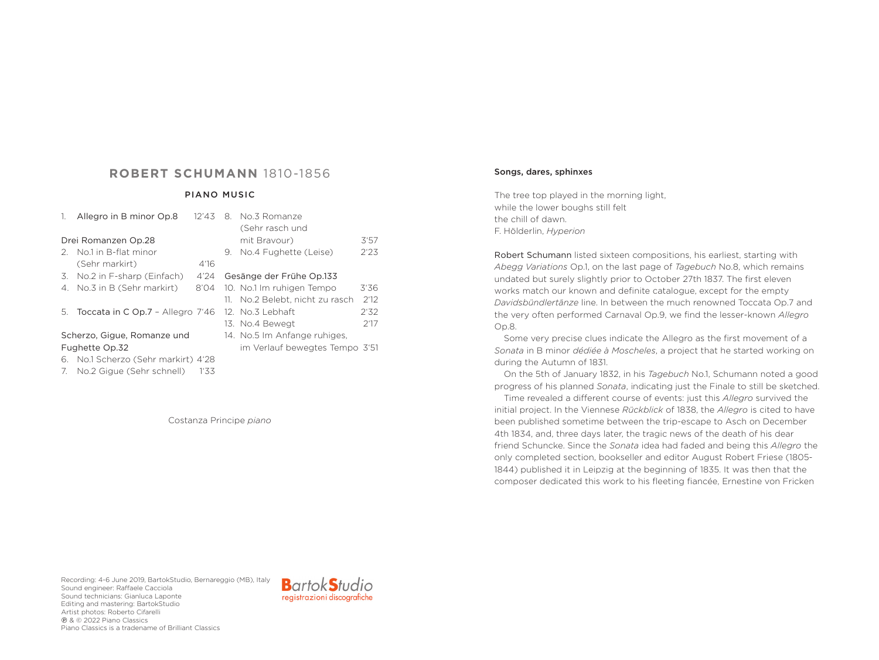# ROBERT SCHUMANN 1810-1856

## PIANO MUSIC

1. Allegro in B minor Op.8 — 12'43

Drei Romanzen Op.28

2. No.1 in B-flat minor (Sehr markirt) — 4'16
3. No.2 in F-sharp (Einfach) — 4'24
4. No.3 in B (Sehr markirt) — 8'04

5. Toccata in C Op.7 – Allegro — 7'46

Scherzo, Gigue, Romanze und Fughette Op.32

6. No.1 Scherzo (Sehr markirt) — 4'28
7. No.2 Gigue (Sehr schnell) — 1'33
8. No.3 Romanze (Sehr rasch und mit Bravour) — 3'57
9. No.4 Fughette (Leise) — 2'23

Gesänge der Frühe Op.133

10. No.1 Im ruhigen Tempo — 3'36
11. No.2 Belebt, nicht zu rasch — 2'12
12. No.3 Lebhaft — 2'32
13. No.4 Bewegt — 2'17
14. No.5 Im Anfange ruhiges, im Verlauf bewegtes Tempo — 3'51

Costanza Principe *piano*

Recording: 4-6 June 2019, BartokStudio, Bernareggio (MB), Italy
Sound engineer: Raffaele Cacciola
Sound technicians: Gianluca Laponte
Editing and mastering: BartokStudio
Artist photos: Roberto Cifarelli
℗ & © 2022 Piano Classics
Piano Classics is a tradename of Brilliant Classics

BartokStudio registrazioni discografiche

### Songs, dares, sphinxes

The tree top played in the morning light,
while the lower boughs still felt
the chill of dawn.
F. Hölderlin, *Hyperion*

Robert Schumann listed sixteen compositions, his earliest, starting with *Abegg Variations* Op.1, on the last page of *Tagebuch* No.8, which remains undated but surely slightly prior to October 27th 1837. The first eleven works match our known and definite catalogue, except for the empty *Davidsbündlertänze* line. In between the much renowned Toccata Op.7 and the very often performed Carnaval Op.9, we find the lesser-known *Allegro* Op.8.

Some very precise clues indicate the Allegro as the first movement of a *Sonata* in B minor *dédiée à Moscheles*, a project that he started working on during the Autumn of 1831.

On the 5th of January 1832, in his *Tagebuch* No.1, Schumann noted a good progress of his planned *Sonata*, indicating just the Finale to still be sketched.

Time revealed a different course of events: just this *Allegro* survived the initial project. In the Viennese *Rückblick* of 1838, the *Allegro* is cited to have been published sometime between the trip-escape to Asch on December 4th 1834, and, three days later, the tragic news of the death of his dear friend Schuncke. Since the *Sonata* idea had faded and being this *Allegro* the only completed section, bookseller and editor August Robert Friese (1805-1844) published it in Leipzig at the beginning of 1835. It was then that the composer dedicated this work to his fleeting fiancée, Ernestine von Fricken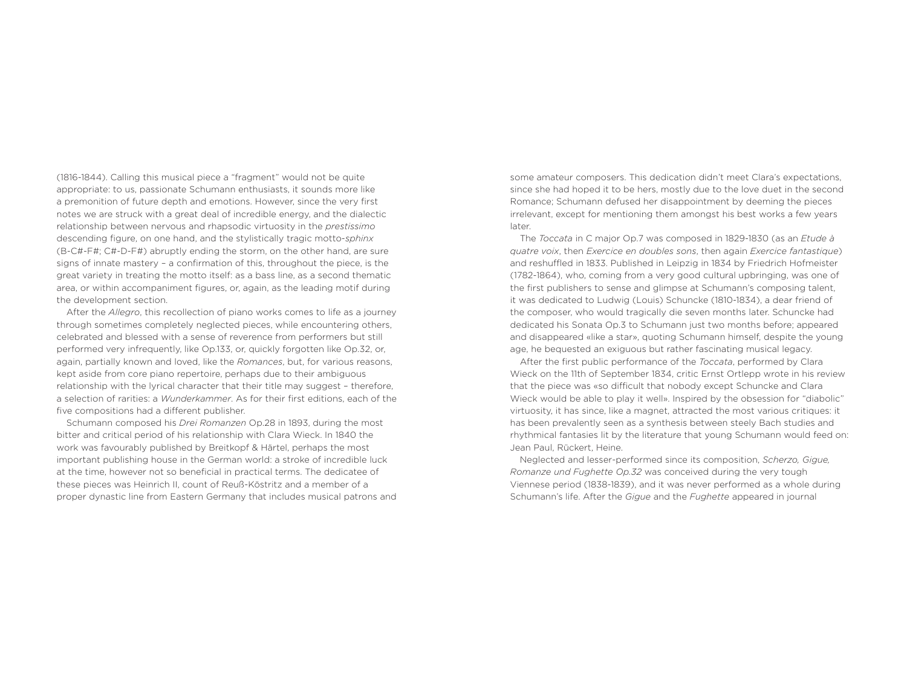(1816-1844). Calling this musical piece a "fragment" would not be quite appropriate: to us, passionate Schumann enthusiasts, it sounds more like a premonition of future depth and emotions. However, since the very first notes we are struck with a great deal of incredible energy, and the dialectic relationship between nervous and rhapsodic virtuosity in the *prestissimo* descending figure, on one hand, and the stylistically tragic motto-*sphinx* (B-C#-F#; C#-D-F#) abruptly ending the storm, on the other hand, are sure signs of innate mastery – a confirmation of this, throughout the piece, is the great variety in treating the motto itself: as a bass line, as a second thematic area, or within accompaniment figures, or, again, as the leading motif during the development section.

After the *Allegro*, this recollection of piano works comes to life as a journey through sometimes completely neglected pieces, while encountering others, celebrated and blessed with a sense of reverence from performers but still performed very infrequently, like Op.133, or, quickly forgotten like Op.32, or, again, partially known and loved, like the *Romances*, but, for various reasons, kept aside from core piano repertoire, perhaps due to their ambiguous relationship with the lyrical character that their title may suggest – therefore, a selection of rarities: a *Wunderkammer*. As for their first editions, each of the five compositions had a different publisher.

Schumann composed his *Drei Romanzen* Op.28 in 1893, during the most bitter and critical period of his relationship with Clara Wieck. In 1840 the work was favourably published by Breitkopf & Härtel, perhaps the most important publishing house in the German world: a stroke of incredible luck at the time, however not so beneficial in practical terms. The dedicatee of these pieces was Heinrich II, count of Reuß-Köstritz and a member of a proper dynastic line from Eastern Germany that includes musical patrons and some amateur composers. This dedication didn't meet Clara's expectations, since she had hoped it to be hers, mostly due to the love duet in the second Romance; Schumann defused her disappointment by deeming the pieces irrelevant, except for mentioning them amongst his best works a few years later.

The *Toccata* in C major Op.7 was composed in 1829-1830 (as an *Etude à quatre voix*, then *Exercice en doubles sons*, then again *Exercice fantastique*) and reshuffled in 1833. Published in Leipzig in 1834 by Friedrich Hofmeister (1782-1864), who, coming from a very good cultural upbringing, was one of the first publishers to sense and glimpse at Schumann's composing talent, it was dedicated to Ludwig (Louis) Schuncke (1810-1834), a dear friend of the composer, who would tragically die seven months later. Schuncke had dedicated his Sonata Op.3 to Schumann just two months before; appeared and disappeared «like a star», quoting Schumann himself, despite the young age, he bequested an exiguous but rather fascinating musical legacy.

After the first public performance of the *Toccata*, performed by Clara Wieck on the 11th of September 1834, critic Ernst Ortlepp wrote in his review that the piece was «so difficult that nobody except Schuncke and Clara Wieck would be able to play it well». Inspired by the obsession for "diabolic" virtuosity, it has since, like a magnet, attracted the most various critiques: it has been prevalently seen as a synthesis between steely Bach studies and rhythmical fantasies lit by the literature that young Schumann would feed on: Jean Paul, Rückert, Heine.

Neglected and lesser-performed since its composition, *Scherzo, Gigue, Romanze und Fughette Op.32* was conceived during the very tough Viennese period (1838-1839), and it was never performed as a whole during Schumann's life. After the *Gigue* and the *Fughette* appeared in journal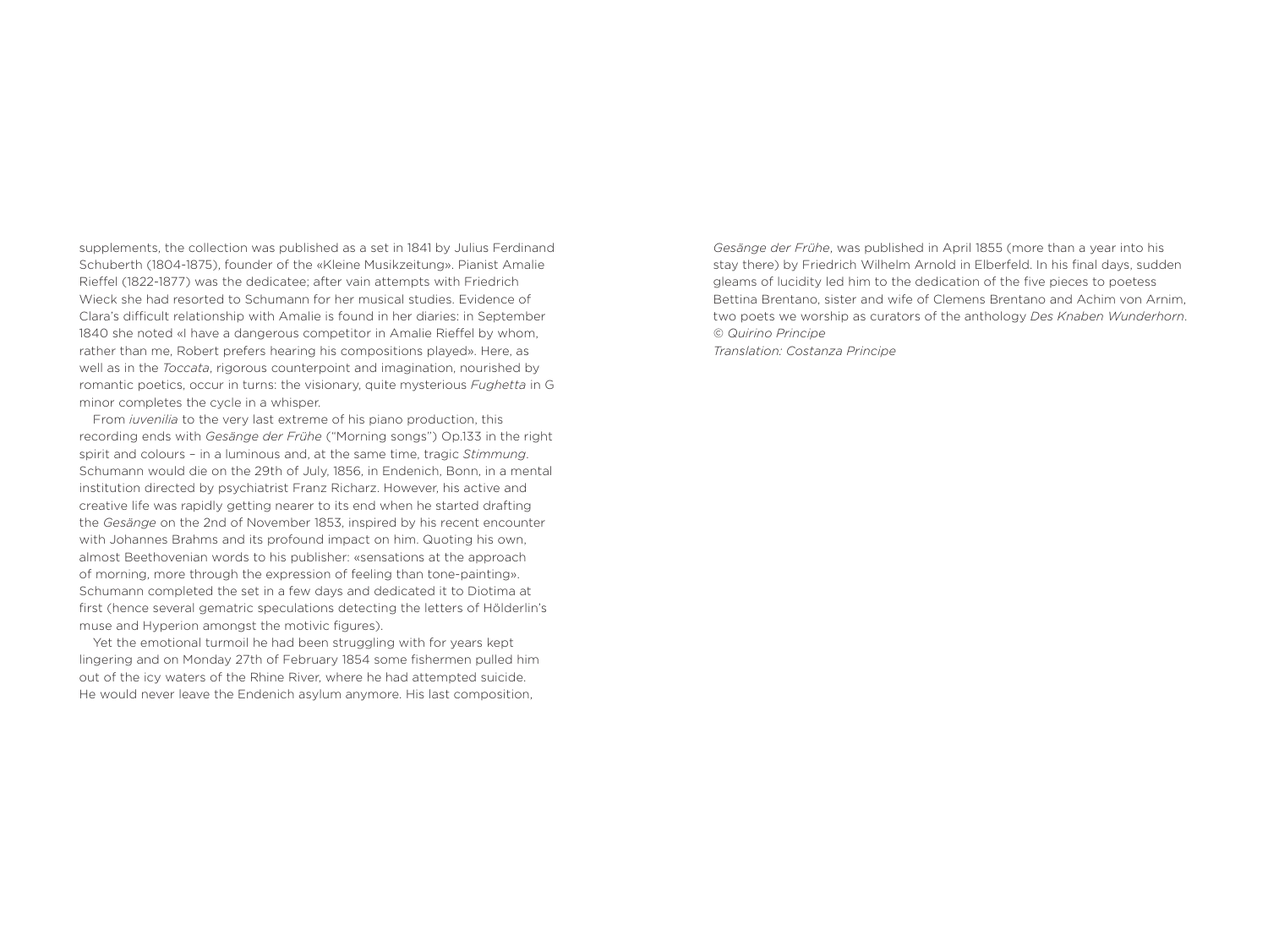supplements, the collection was published as a set in 1841 by Julius Ferdinand Schuberth (1804-1875), founder of the «Kleine Musikzeitung». Pianist Amalie Rieffel (1822-1877) was the dedicatee; after vain attempts with Friedrich Wieck she had resorted to Schumann for her musical studies. Evidence of Clara's difficult relationship with Amalie is found in her diaries: in September 1840 she noted «I have a dangerous competitor in Amalie Rieffel by whom, rather than me, Robert prefers hearing his compositions played». Here, as well as in the *Toccata*, rigorous counterpoint and imagination, nourished by romantic poetics, occur in turns: the visionary, quite mysterious *Fughetta* in G minor completes the cycle in a whisper.

From *iuvenilia* to the very last extreme of his piano production, this recording ends with *Gesänge der Frühe* ("Morning songs") Op.133 in the right spirit and colours – in a luminous and, at the same time, tragic *Stimmung*. Schumann would die on the 29th of July, 1856, in Endenich, Bonn, in a mental institution directed by psychiatrist Franz Richarz. However, his active and creative life was rapidly getting nearer to its end when he started drafting the *Gesänge* on the 2nd of November 1853, inspired by his recent encounter with Johannes Brahms and its profound impact on him. Quoting his own, almost Beethovenian words to his publisher: «sensations at the approach of morning, more through the expression of feeling than tone-painting». Schumann completed the set in a few days and dedicated it to Diotima at first (hence several gematric speculations detecting the letters of Hölderlin's muse and Hyperion amongst the motivic figures).

Yet the emotional turmoil he had been struggling with for years kept lingering and on Monday 27th of February 1854 some fishermen pulled him out of the icy waters of the Rhine River, where he had attempted suicide. He would never leave the Endenich asylum anymore. His last composition, *Gesänge der Frühe*, was published in April 1855 (more than a year into his stay there) by Friedrich Wilhelm Arnold in Elberfeld. In his final days, sudden gleams of lucidity led him to the dedication of the five pieces to poetess Bettina Brentano, sister and wife of Clemens Brentano and Achim von Arnim, two poets we worship as curators of the anthology *Des Knaben Wunderhorn*.

*© Quirino Principe*

*Translation: Costanza Principe*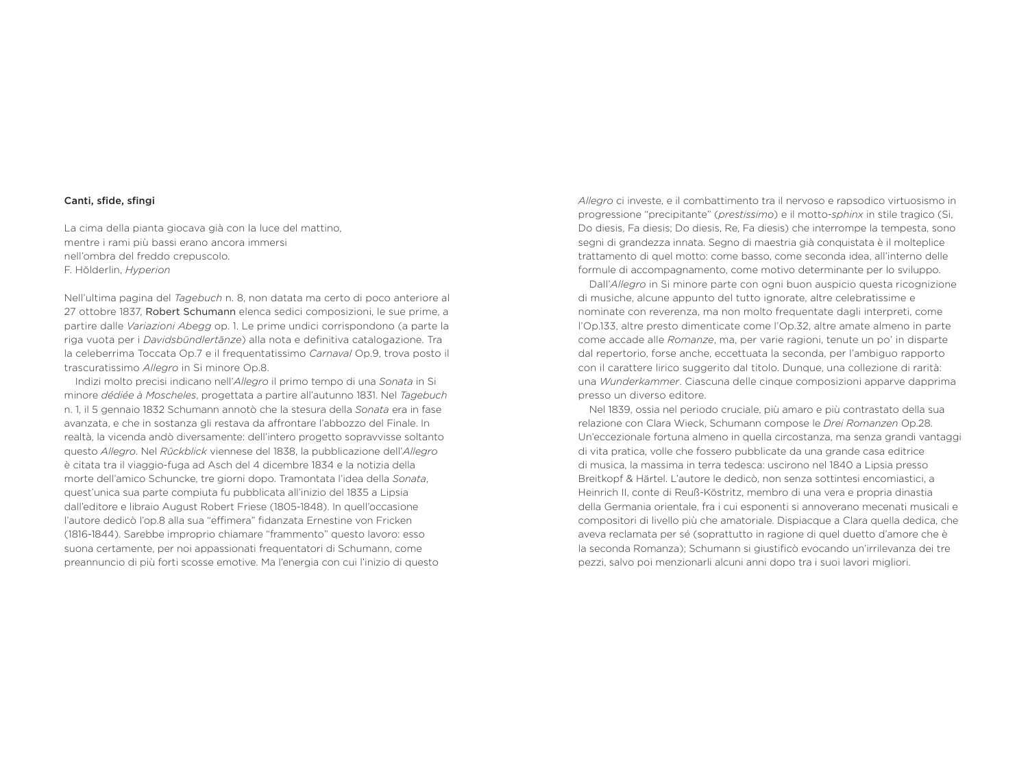## Canti, sfide, sfingi

La cima della pianta giocava già con la luce del mattino,
mentre i rami più bassi erano ancora immersi
nell'ombra del freddo crepuscolo.
F. Hölderlin, *Hyperion*

Nell'ultima pagina del *Tagebuch* n. 8, non datata ma certo di poco anteriore al 27 ottobre 1837, Robert Schumann elenca sedici composizioni, le sue prime, a partire dalle *Variazioni Abegg* op. 1. Le prime undici corrispondono (a parte la riga vuota per i *Davidsbündlertänze*) alla nota e definitiva catalogazione. Tra la celeberrima Toccata Op.7 e il frequentatissimo *Carnaval* Op.9, trova posto il trascuratissimo *Allegro* in Si minore Op.8.

Indizi molto precisi indicano nell'*Allegro* il primo tempo di una *Sonata* in Si minore *dédiée à Moscheles*, progettata a partire all'autunno 1831. Nel *Tagebuch* n. 1, il 5 gennaio 1832 Schumann annotò che la stesura della *Sonata* era in fase avanzata, e che in sostanza gli restava da affrontare l'abbozzo del Finale. In realtà, la vicenda andò diversamente: dell'intero progetto sopravvisse soltanto questo *Allegro*. Nel *Rückblick* viennese del 1838, la pubblicazione dell'*Allegro* è citata tra il viaggio-fuga ad Asch del 4 dicembre 1834 e la notizia della morte dell'amico Schuncke, tre giorni dopo. Tramontata l'idea della *Sonata*, quest'unica sua parte compiuta fu pubblicata all'inizio del 1835 a Lipsia dall'editore e libraio August Robert Friese (1805-1848). In quell'occasione l'autore dedicò l'op.8 alla sua "effimera" fidanzata Ernestine von Fricken (1816-1844). Sarebbe improprio chiamare "frammento" questo lavoro: esso suona certamente, per noi appassionati frequentatori di Schumann, come preannuncio di più forti scosse emotive. Ma l'energia con cui l'inizio di questo *Allegro* ci investe, e il combattimento tra il nervoso e rapsodico virtuosismo in progressione "precipitante" (*prestissimo*) e il motto-*sphinx* in stile tragico (Si, Do diesis, Fa diesis; Do diesis, Re, Fa diesis) che interrompe la tempesta, sono segni di grandezza innata. Segno di maestria già conquistata è il molteplice trattamento di quel motto: come basso, come seconda idea, all'interno delle formule di accompagnamento, come motivo determinante per lo sviluppo.

Dall'*Allegro* in Si minore parte con ogni buon auspicio questa ricognizione di musiche, alcune appunto del tutto ignorate, altre celebratissime e nominate con reverenza, ma non molto frequentate dagli interpreti, come l'Op.133, altre presto dimenticate come l'Op.32, altre amate almeno in parte come accade alle *Romanze*, ma, per varie ragioni, tenute un po' in disparte dal repertorio, forse anche, eccettuata la seconda, per l'ambiguo rapporto con il carattere lirico suggerito dal titolo. Dunque, una collezione di rarità: una *Wunderkammer*. Ciascuna delle cinque composizioni apparve dapprima presso un diverso editore.

Nel 1839, ossia nel periodo cruciale, più amaro e più contrastato della sua relazione con Clara Wieck, Schumann compose le *Drei Romanzen* Op.28. Un'eccezionale fortuna almeno in quella circostanza, ma senza grandi vantaggi di vita pratica, volle che fossero pubblicate da una grande casa editrice di musica, la massima in terra tedesca: uscirono nel 1840 a Lipsia presso Breitkopf & Härtel. L'autore le dedicò, non senza sottintesi encomiastici, a Heinrich II, conte di Reuß-Köstritz, membro di una vera e propria dinastia della Germania orientale, fra i cui esponenti si annoverano mecenati musicali e compositori di livello più che amatoriale. Dispiacque a Clara quella dedica, che aveva reclamata per sé (soprattutto in ragione di quel duetto d'amore che è la seconda Romanza); Schumann si giustificò evocando un'irrilevanza dei tre pezzi, salvo poi menzionarli alcuni anni dopo tra i suoi lavori migliori.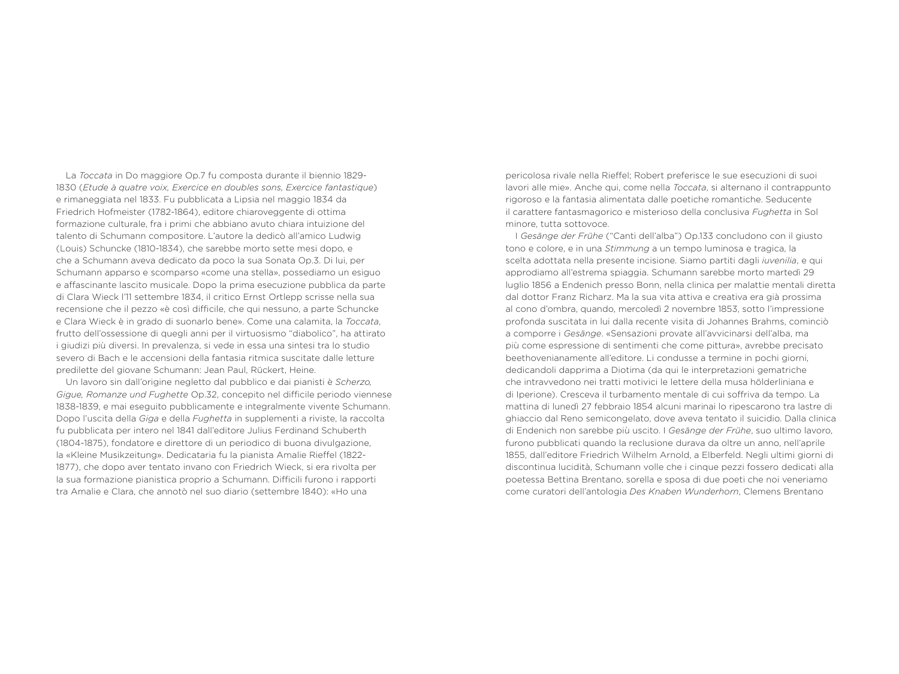La *Toccata* in Do maggiore Op.7 fu composta durante il biennio 1829-1830 (*Etude à quatre voix, Exercice en doubles sons, Exercice fantastique*) e rimaneggiata nel 1833. Fu pubblicata a Lipsia nel maggio 1834 da Friedrich Hofmeister (1782-1864), editore chiaroveggente di ottima formazione culturale, fra i primi che abbiano avuto chiara intuizione del talento di Schumann compositore. L'autore la dedicò all'amico Ludwig (Louis) Schuncke (1810-1834), che sarebbe morto sette mesi dopo, e che a Schumann aveva dedicato da poco la sua Sonata Op.3. Di lui, per Schumann apparso e scomparso «come una stella», possediamo un esiguo e affascinante lascito musicale. Dopo la prima esecuzione pubblica da parte di Clara Wieck l'11 settembre 1834, il critico Ernst Ortlepp scrisse nella sua recensione che il pezzo «è così difficile, che qui nessuno, a parte Schuncke e Clara Wieck è in grado di suonarlo bene». Come una calamita, la *Toccata*, frutto dell'ossessione di quegli anni per il virtuosismo "diabolico", ha attirato i giudizi più diversi. In prevalenza, si vede in essa una sintesi tra lo studio severo di Bach e le accensioni della fantasia ritmica suscitate dalle letture predilette del giovane Schumann: Jean Paul, Rückert, Heine.

Un lavoro sin dall'origine negletto dal pubblico e dai pianisti è *Scherzo, Gigue, Romanze und Fughette* Op.32, concepito nel difficile periodo viennese 1838-1839, e mai eseguito pubblicamente e integralmente vivente Schumann. Dopo l'uscita della *Giga* e della *Fughetta* in supplementi a riviste, la raccolta fu pubblicata per intero nel 1841 dall'editore Julius Ferdinand Schuberth (1804-1875), fondatore e direttore di un periodico di buona divulgazione, la «Kleine Musikzeitung». Dedicataria fu la pianista Amalie Rieffel (1822-1877), che dopo aver tentato invano con Friedrich Wieck, si era rivolta per la sua formazione pianistica proprio a Schumann. Difficili furono i rapporti tra Amalie e Clara, che annotò nel suo diario (settembre 1840): «Ho una pericolosa rivale nella Rieffel; Robert preferisce le sue esecuzioni di suoi lavori alle mie». Anche qui, come nella *Toccata*, si alternano il contrappunto rigoroso e la fantasia alimentata dalle poetiche romantiche. Seducente il carattere fantasmagorico e misterioso della conclusiva *Fughetta* in Sol minore, tutta sottovoce.

I *Gesänge der Frühe* ("Canti dell'alba") Op.133 concludono con il giusto tono e colore, e in una *Stimmung* a un tempo luminosa e tragica, la scelta adottata nella presente incisione. Siamo partiti dagli *iuvenilia*, e qui approdiamo all'estrema spiaggia. Schumann sarebbe morto martedì 29 luglio 1856 a Endenich presso Bonn, nella clinica per malattie mentali diretta dal dottor Franz Richarz. Ma la sua vita attiva e creativa era già prossima al cono d'ombra, quando, mercoledì 2 novembre 1853, sotto l'impressione profonda suscitata in lui dalla recente visita di Johannes Brahms, cominciò a comporre i *Gesänge*. «Sensazioni provate all'avvicinarsi dell'alba, ma più come espressione di sentimenti che come pittura», avrebbe precisato beethovenianamente all'editore. Li condusse a termine in pochi giorni, dedicandoli dapprima a Diotima (da qui le interpretazioni gematriche che intravvedono nei tratti motivici le lettere della musa hölderliniana e di Iperione). Cresceva il turbamento mentale di cui soffriva da tempo. La mattina di lunedì 27 febbraio 1854 alcuni marinai lo ripescarono tra lastre di ghiaccio dal Reno semicongelato, dove aveva tentato il suicidio. Dalla clinica di Endenich non sarebbe più uscito. I *Gesänge der Frühe*, suo ultimo lavoro, furono pubblicati quando la reclusione durava da oltre un anno, nell'aprile 1855, dall'editore Friedrich Wilhelm Arnold, a Elberfeld. Negli ultimi giorni di discontinua lucidità, Schumann volle che i cinque pezzi fossero dedicati alla poetessa Bettina Brentano, sorella e sposa di due poeti che noi veneriamo come curatori dell'antologia *Des Knaben Wunderhorn*, Clemens Brentano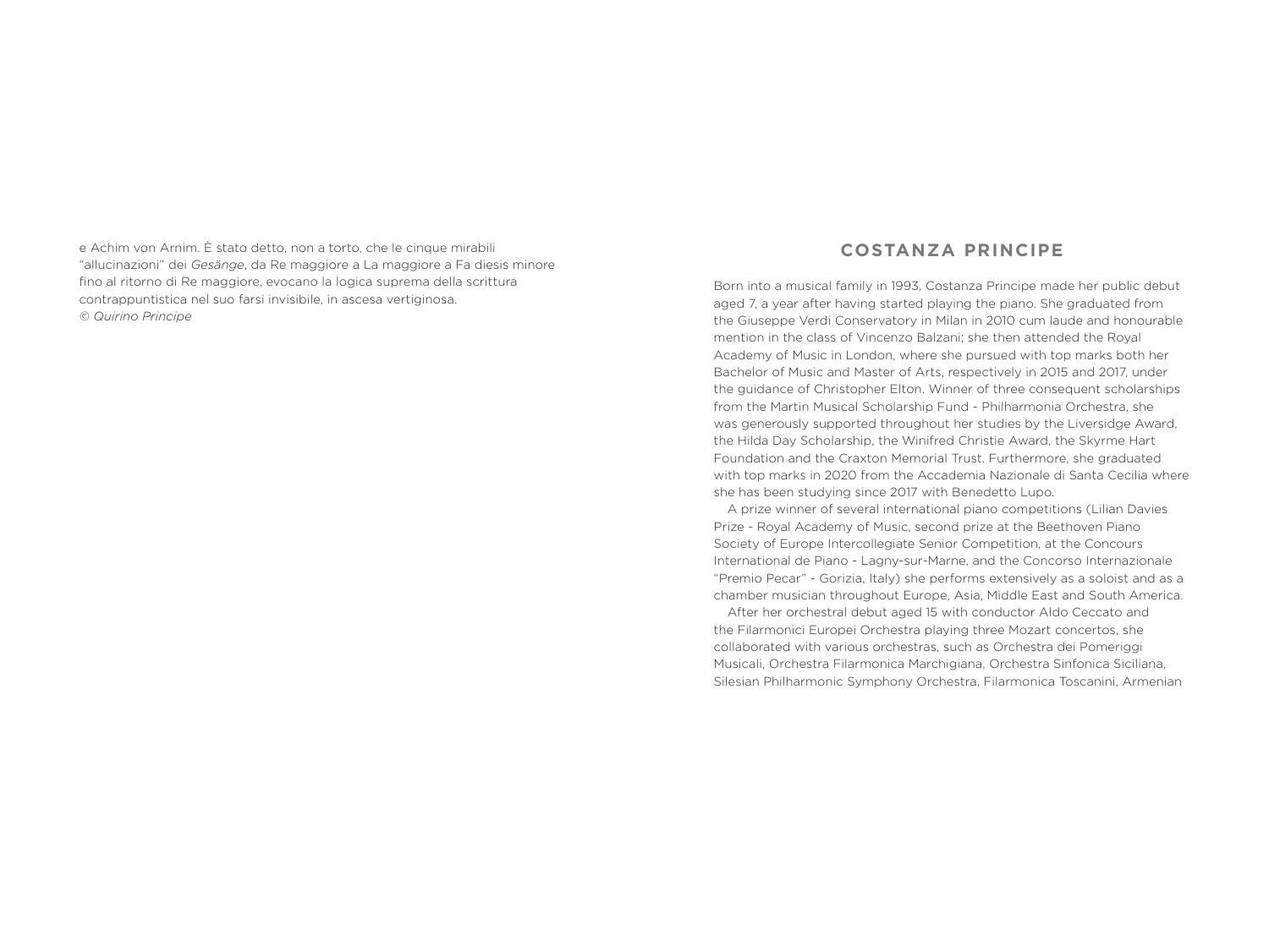e Achim von Arnim. È stato detto, non a torto, che le cinque mirabili "allucinazioni" dei *Gesänge*, da Re maggiore a La maggiore a Fa diesis minore fino al ritorno di Re maggiore, evocano la logica suprema della scrittura contrappuntistica nel suo farsi invisibile, in ascesa vertiginosa.
*© Quirino Principe*

## COSTANZA PRINCIPE

Born into a musical family in 1993, Costanza Principe made her public debut aged 7, a year after having started playing the piano. She graduated from the Giuseppe Verdi Conservatory in Milan in 2010 cum laude and honourable mention in the class of Vincenzo Balzani; she then attended the Royal Academy of Music in London, where she pursued with top marks both her Bachelor of Music and Master of Arts, respectively in 2015 and 2017, under the guidance of Christopher Elton. Winner of three consequent scholarships from the Martin Musical Scholarship Fund - Philharmonia Orchestra, she was generously supported throughout her studies by the Liversidge Award, the Hilda Day Scholarship, the Winifred Christie Award, the Skyrme Hart Foundation and the Craxton Memorial Trust. Furthermore, she graduated with top marks in 2020 from the Accademia Nazionale di Santa Cecilia where she has been studying since 2017 with Benedetto Lupo.

A prize winner of several international piano competitions (Lilian Davies Prize - Royal Academy of Music, second prize at the Beethoven Piano Society of Europe Intercollegiate Senior Competition, at the Concours International de Piano - Lagny-sur-Marne, and the Concorso Internazionale "Premio Pecar" - Gorizia, Italy) she performs extensively as a soloist and as a chamber musician throughout Europe, Asia, Middle East and South America.

After her orchestral debut aged 15 with conductor Aldo Ceccato and the Filarmonici Europei Orchestra playing three Mozart concertos, she collaborated with various orchestras, such as Orchestra dei Pomeriggi Musicali, Orchestra Filarmonica Marchigiana, Orchestra Sinfonica Siciliana, Silesian Philharmonic Symphony Orchestra, Filarmonica Toscanini, Armenian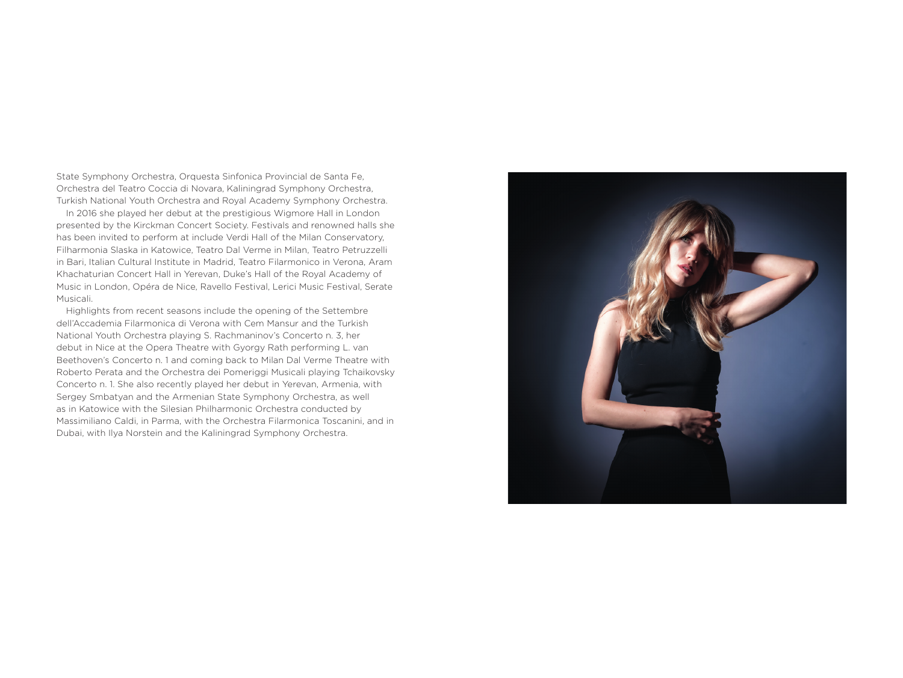State Symphony Orchestra, Orquesta Sinfonica Provincial de Santa Fe, Orchestra del Teatro Coccia di Novara, Kaliningrad Symphony Orchestra, Turkish National Youth Orchestra and Royal Academy Symphony Orchestra.

In 2016 she played her debut at the prestigious Wigmore Hall in London presented by the Kirckman Concert Society. Festivals and renowned halls she has been invited to perform at include Verdi Hall of the Milan Conservatory, Filharmonia Slaska in Katowice, Teatro Dal Verme in Milan, Teatro Petruzzelli in Bari, Italian Cultural Institute in Madrid, Teatro Filarmonico in Verona, Aram Khachaturian Concert Hall in Yerevan, Duke's Hall of the Royal Academy of Music in London, Opéra de Nice, Ravello Festival, Lerici Music Festival, Serate Musicali.

Highlights from recent seasons include the opening of the Settembre dell'Accademia Filarmonica di Verona with Cem Mansur and the Turkish National Youth Orchestra playing S. Rachmaninov's Concerto n. 3, her debut in Nice at the Opera Theatre with Gyorgy Rath performing L. van Beethoven's Concerto n. 1 and coming back to Milan Dal Verme Theatre with Roberto Perata and the Orchestra dei Pomeriggi Musicali playing Tchaikovsky Concerto n. 1. She also recently played her debut in Yerevan, Armenia, with Sergey Smbatyan and the Armenian State Symphony Orchestra, as well as in Katowice with the Silesian Philharmonic Orchestra conducted by Massimiliano Caldi, in Parma, with the Orchestra Filarmonica Toscanini, and in Dubai, with Ilya Norstein and the Kaliningrad Symphony Orchestra.